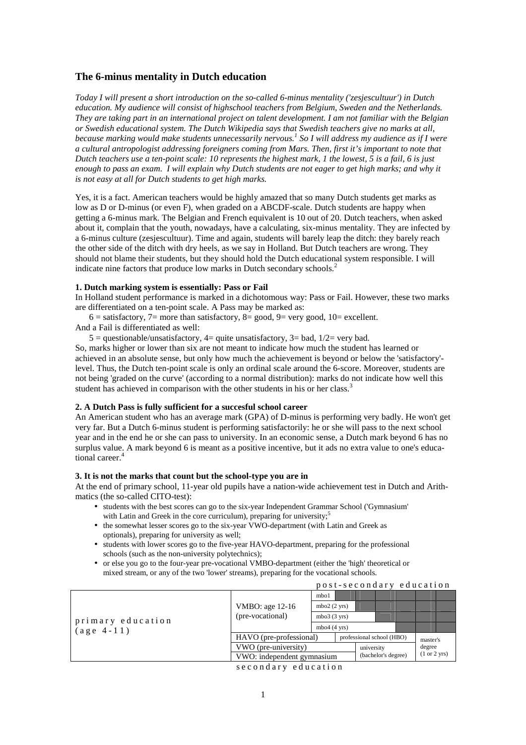## The 6-minus mentality in Dutch education

*Today I will present a short introduction on the so-called 6-minus mentality ('zesjescultuur') in Dutch education. My audience will consist of highschool teachers from Belgium, Sweden and the Netherlands. They are taking part in an international project on talent development. I am not familiar with the Belgian or Swedish educational system. The Dutch Wikipedia says that Swedish teachers give no marks at all, because marking would make students unnecessarily nervous.[1] So I will address my audience as if I were a cultural antropologist addressing foreigners coming from Mars. Then, first it's important to note that Dutch teachers use a ten-point scale: 10 represents the highest mark, 1 the lowest, 5 is a fail, 6 is just enough to pass an exam. I will explain why Dutch students are not eager to get high marks; and why it is not easy at all for Dutch students to get high marks.*

Yes, it is a fact. American teachers would be highly amazed that so many Dutch students get marks as low as D or D-minus (or even F), when graded on a ABCDF-scale. Dutch students are happy when getting a 6-minus mark. The Belgian and French equivalent is 10 out of 20. Dutch teachers, when asked about it, complain that the youth, nowadays, have a calculating, six-minus mentality. They are infected by a 6-minus culture (zesjescultuur). Time and again, students will barely leap the ditch: they barely reach the other side of the ditch with dry heels, as we say in Holland. But Dutch teachers are wrong. They should not blame their students, but they should hold the Dutch educational system responsible. I will indicate nine factors that produce low marks in Dutch secondary schools.[2]

**1. Dutch marking system is essentially: Pass or Fail**

In Holland student performance is marked in a dichotomous way: Pass or Fail. However, these two marks are differentiated on a ten-point scale. A Pass may be marked as:

6 = satisfactory, 7= more than satisfactory, 8= good, 9= very good, 10= excellent.

And a Fail is differentiated as well:

5 = questionable/unsatisfactory, 4= quite unsatisfactory, 3= bad, 1/2= very bad.

So, marks higher or lower than six are not meant to indicate how much the student has learned or achieved in an absolute sense, but only how much the achievement is beyond or below the 'satisfactory'-level. Thus, the Dutch ten-point scale is only an ordinal scale around the 6-score. Moreover, students are not being 'graded on the curve' (according to a normal distribution): marks do not indicate how well this student has achieved in comparison with the other students in his or her class.[3]

**2. A Dutch Pass is fully sufficient for a succesful school career**

An American student who has an average mark (GPA) of D-minus is performing very badly. He won't get very far. But a Dutch 6-minus student is performing satisfactorily: he or she will pass to the next school year and in the end he or she can pass to university. In an economic sense, a Dutch mark beyond 6 has no surplus value. A mark beyond 6 is meant as a positive incentive, but it ads no extra value to one's educational career.[4]

**3. It is not the marks that count but the school-type you are in**

At the end of primary school, 11-year old pupils have a nation-wide achievement test in Dutch and Arithmatics (the so-called CITO-test):

- students with the best scores can go to the six-year Independent Grammar School ('Gymnasium' with Latin and Greek in the core curriculum), preparing for university;[5]
- the somewhat lesser scores go to the six-year VWO-department (with Latin and Greek as optionals), preparing for university as well;
- students with lower scores go to the five-year HAVO-department, preparing for the professional schools (such as the non-university polytechnics);
- or else you go to the four-year pre-vocational VMBO-department (either the 'high' theoretical or mixed stream, or any of the two 'lower' streams), preparing for the vocational schools.

| primary education (age 4-11) | secondary education | | post-secondary education | |
|---|---|---|---|---|
| | VMBO: age 12-16 (pre-vocational) | mbo1 | | |
| | | mbo2 (2 yrs) | | |
| | | mbo3 (3 yrs) | | |
| | | mbo4 (4 yrs) | | |
| | HAVO (pre-professional) | | professional school (HBO) | master's degree (1 or 2 yrs) |
| | VWO (pre-university) | | university (bachelor's degree) | |
| | VWO: independent gymnasium | | | |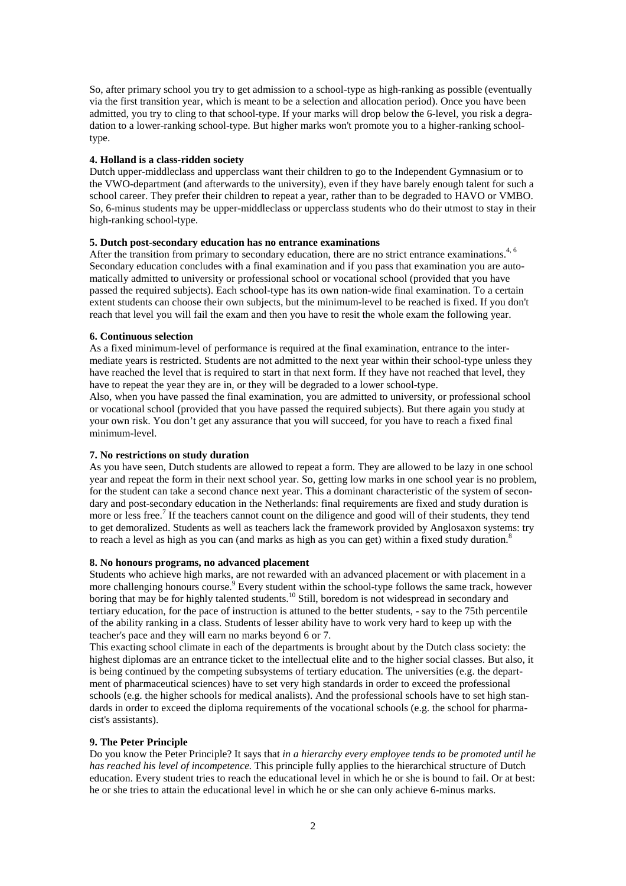So, after primary school you try to get admission to a school-type as high-ranking as possible (eventually via the first transition year, which is meant to be a selection and allocation period). Once you have been admitted, you try to cling to that school-type. If your marks will drop below the 6-level, you risk a degradation to a lower-ranking school-type. But higher marks won't promote you to a higher-ranking school-type.

#### 4. Holland is a class-ridden society

Dutch upper-middleclass and upperclass want their children to go to the Independent Gymnasium or to the VWO-department (and afterwards to the university), even if they have barely enough talent for such a school career. They prefer their children to repeat a year, rather than to be degraded to HAVO or VMBO. So, 6-minus students may be upper-middleclass or upperclass students who do their utmost to stay in their high-ranking school-type.

#### 5. Dutch post-secondary education has no entrance examinations

After the transition from primary to secondary education, there are no strict entrance examinations.[4, 6] Secondary education concludes with a final examination and if you pass that examination you are automatically admitted to university or professional school or vocational school (provided that you have passed the required subjects). Each school-type has its own nation-wide final examination. To a certain extent students can choose their own subjects, but the minimum-level to be reached is fixed. If you don't reach that level you will fail the exam and then you have to resit the whole exam the following year.

#### 6. Continuous selection

As a fixed minimum-level of performance is required at the final examination, entrance to the intermediate years is restricted. Students are not admitted to the next year within their school-type unless they have reached the level that is required to start in that next form. If they have not reached that level, they have to repeat the year they are in, or they will be degraded to a lower school-type.

Also, when you have passed the final examination, you are admitted to university, or professional school or vocational school (provided that you have passed the required subjects). But there again you study at your own risk. You don't get any assurance that you will succeed, for you have to reach a fixed final minimum-level.

#### 7. No restrictions on study duration

As you have seen, Dutch students are allowed to repeat a form. They are allowed to be lazy in one school year and repeat the form in their next school year. So, getting low marks in one school year is no problem, for the student can take a second chance next year. This a dominant characteristic of the system of secondary and post-secondary education in the Netherlands: final requirements are fixed and study duration is more or less free.[7] If the teachers cannot count on the diligence and good will of their students, they tend to get demoralized. Students as well as teachers lack the framework provided by Anglosaxon systems: try to reach a level as high as you can (and marks as high as you can get) within a fixed study duration.[8]

#### 8. No honours programs, no advanced placement

Students who achieve high marks, are not rewarded with an advanced placement or with placement in a more challenging honours course.[9] Every student within the school-type follows the same track, however boring that may be for highly talented students.[10] Still, boredom is not widespread in secondary and tertiary education, for the pace of instruction is attuned to the better students, - say to the 75th percentile of the ability ranking in a class. Students of lesser ability have to work very hard to keep up with the teacher's pace and they will earn no marks beyond 6 or 7.

This exacting school climate in each of the departments is brought about by the Dutch class society: the highest diplomas are an entrance ticket to the intellectual elite and to the higher social classes. But also, it is being continued by the competing subsystems of tertiary education. The universities (e.g. the department of pharmaceutical sciences) have to set very high standards in order to exceed the professional schools (e.g. the higher schools for medical analists). And the professional schools have to set high standards in order to exceed the diploma requirements of the vocational schools (e.g. the school for pharmacist's assistants).

#### 9. The Peter Principle

Do you know the Peter Principle? It says that *in a hierarchy every employee tends to be promoted until he has reached his level of incompetence.* This principle fully applies to the hierarchical structure of Dutch education. Every student tries to reach the educational level in which he or she is bound to fail. Or at best: he or she tries to attain the educational level in which he or she can only achieve 6-minus marks.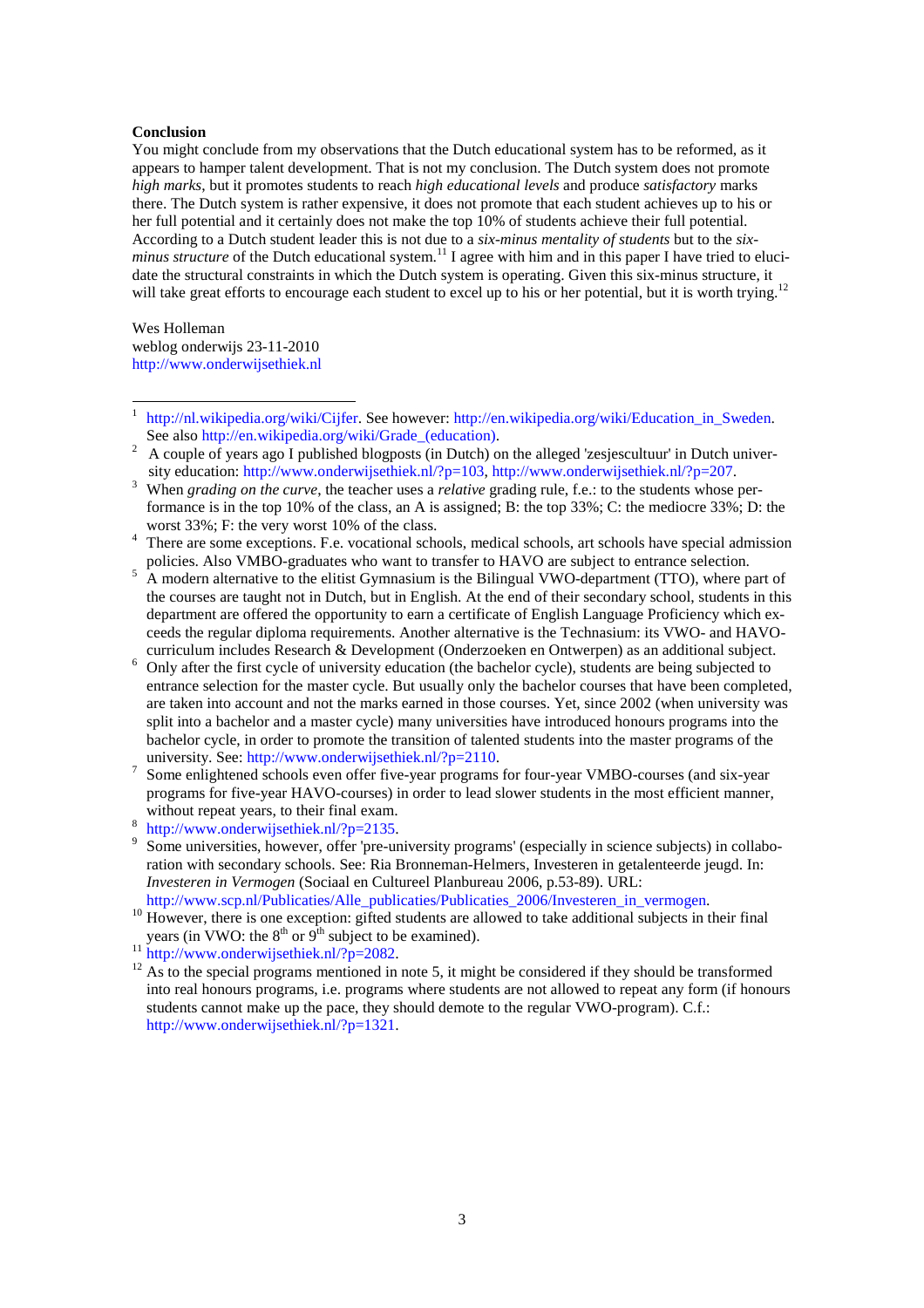**Conclusion**

You might conclude from my observations that the Dutch educational system has to be reformed, as it appears to hamper talent development. That is not my conclusion. The Dutch system does not promote *high marks*, but it promotes students to reach *high educational levels* and produce *satisfactory* marks there. The Dutch system is rather expensive, it does not promote that each student achieves up to his or her full potential and it certainly does not make the top 10% of students achieve their full potential. According to a Dutch student leader this is not due to a *six-minus mentality of students* but to the *six-minus structure* of the Dutch educational system.[11] I agree with him and in this paper I have tried to elucidate the structural constraints in which the Dutch system is operating. Given this six-minus structure, it will take great efforts to encourage each student to excel up to his or her potential, but it is worth trying.[12]

Wes Holleman
weblog onderwijs 23-11-2010
http://www.onderwijsethiek.nl

---

[1] http://nl.wikipedia.org/wiki/Cijfer. See however: http://en.wikipedia.org/wiki/Education_in_Sweden. See also http://en.wikipedia.org/wiki/Grade_(education).

[2] A couple of years ago I published blogposts (in Dutch) on the alleged 'zesjescultuur' in Dutch university education: http://www.onderwijsethiek.nl/?p=103, http://www.onderwijsethiek.nl/?p=207.

[3] When *grading on the curve*, the teacher uses a *relative* grading rule, f.e.: to the students whose performance is in the top 10% of the class, an A is assigned; B: the top 33%; C: the mediocre 33%; D: the worst 33%; F: the very worst 10% of the class.

[4] There are some exceptions. F.e. vocational schools, medical schools, art schools have special admission policies. Also VMBO-graduates who want to transfer to HAVO are subject to entrance selection.

[5] A modern alternative to the elitist Gymnasium is the Bilingual VWO-department (TTO), where part of the courses are taught not in Dutch, but in English. At the end of their secondary school, students in this department are offered the opportunity to earn a certificate of English Language Proficiency which exceeds the regular diploma requirements. Another alternative is the Technasium: its VWO- and HAVO-curriculum includes Research & Development (Onderzoeken en Ontwerpen) as an additional subject.

[6] Only after the first cycle of university education (the bachelor cycle), students are being subjected to entrance selection for the master cycle. But usually only the bachelor courses that have been completed, are taken into account and not the marks earned in those courses. Yet, since 2002 (when university was split into a bachelor and a master cycle) many universities have introduced honours programs into the bachelor cycle, in order to promote the transition of talented students into the master programs of the university. See: http://www.onderwijsethiek.nl/?p=2110.

[7] Some enlightened schools even offer five-year programs for four-year VMBO-courses (and six-year programs for five-year HAVO-courses) in order to lead slower students in the most efficient manner, without repeat years, to their final exam.

[8] http://www.onderwijsethiek.nl/?p=2135.

[9] Some universities, however, offer 'pre-university programs' (especially in science subjects) in collaboration with secondary schools. See: Ria Bronneman-Helmers, Investeren in getalenteerde jeugd. In: *Investeren in Vermogen* (Sociaal en Cultureel Planbureau 2006, p.53-89). URL: http://www.scp.nl/Publicaties/Alle_publicaties/Publicaties_2006/Investeren_in_vermogen.

[10] However, there is one exception: gifted students are allowed to take additional subjects in their final years (in VWO: the 8th or 9th subject to be examined).

[11] http://www.onderwijsethiek.nl/?p=2082.

[12] As to the special programs mentioned in note 5, it might be considered if they should be transformed into real honours programs, i.e. programs where students are not allowed to repeat any form (if honours students cannot make up the pace, they should demote to the regular VWO-program). C.f.: http://www.onderwijsethiek.nl/?p=1321.